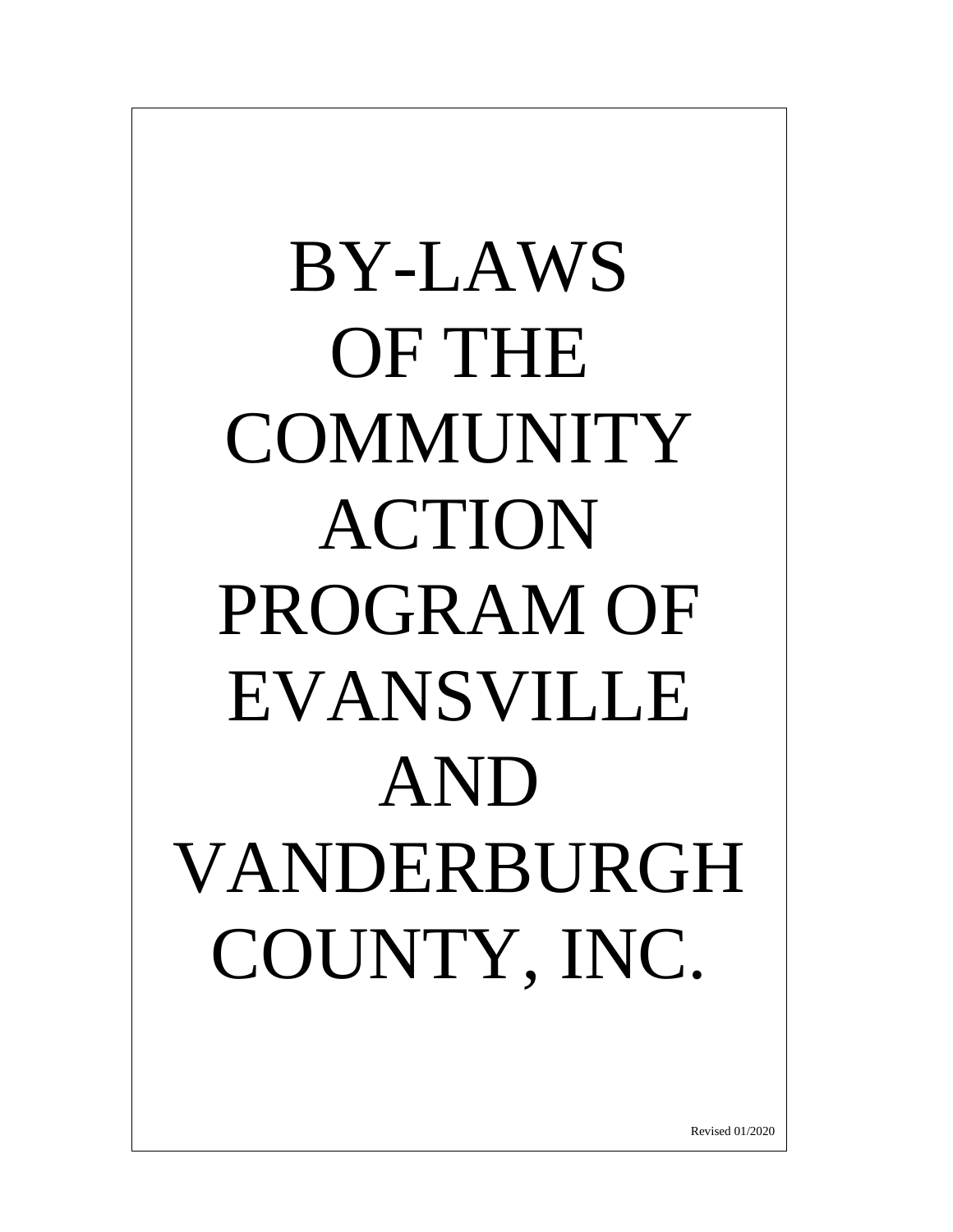# BY-LAWS OF THE COMMUNITY ACTION PROGRAM OF EVANSVILLE AND VANDERBURGH COUNTY, INC.

Revised 01/2020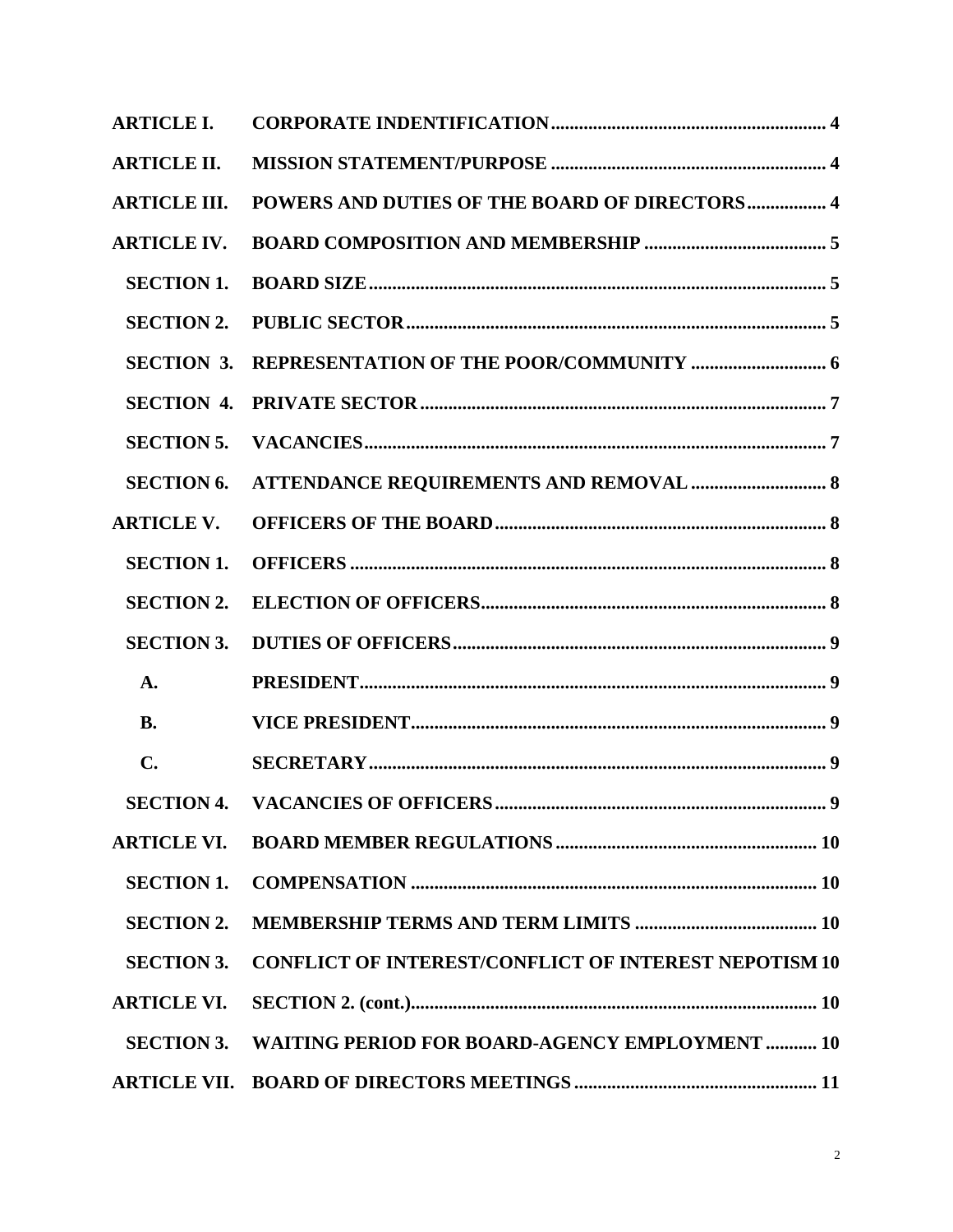| | | |
|---|---|---|
| **ARTICLE I.** | **CORPORATE INDENTIFICATION** | **4** |
| **ARTICLE II.** | **MISSION STATEMENT/PURPOSE** | **4** |
| **ARTICLE III.** | **POWERS AND DUTIES OF THE BOARD OF DIRECTORS** | **4** |
| **ARTICLE IV.** | **BOARD COMPOSITION AND MEMBERSHIP** | **5** |
| **SECTION 1.** | **BOARD SIZE** | **5** |
| **SECTION 2.** | **PUBLIC SECTOR** | **5** |
| **SECTION 3.** | **REPRESENTATION OF THE POOR/COMMUNITY** | **6** |
| **SECTION 4.** | **PRIVATE SECTOR** | **7** |
| **SECTION 5.** | **VACANCIES** | **7** |
| **SECTION 6.** | **ATTENDANCE REQUIREMENTS AND REMOVAL** | **8** |
| **ARTICLE V.** | **OFFICERS OF THE BOARD** | **8** |
| **SECTION 1.** | **OFFICERS** | **8** |
| **SECTION 2.** | **ELECTION OF OFFICERS** | **8** |
| **SECTION 3.** | **DUTIES OF OFFICERS** | **9** |
| **A.** | **PRESIDENT** | **9** |
| **B.** | **VICE PRESIDENT** | **9** |
| **C.** | **SECRETARY** | **9** |
| **SECTION 4.** | **VACANCIES OF OFFICERS** | **9** |
| **ARTICLE VI.** | **BOARD MEMBER REGULATIONS** | **10** |
| **SECTION 1.** | **COMPENSATION** | **10** |
| **SECTION 2.** | **MEMBERSHIP TERMS AND TERM LIMITS** | **10** |
| **SECTION 3.** | **CONFLICT OF INTEREST/CONFLICT OF INTEREST NEPOTISM** | **10** |
| **ARTICLE VI.** | **SECTION 2. (cont.)** | **10** |
| **SECTION 3.** | **WAITING PERIOD FOR BOARD-AGENCY EMPLOYMENT** | **10** |
| **ARTICLE VII.** | **BOARD OF DIRECTORS MEETINGS** | **11** |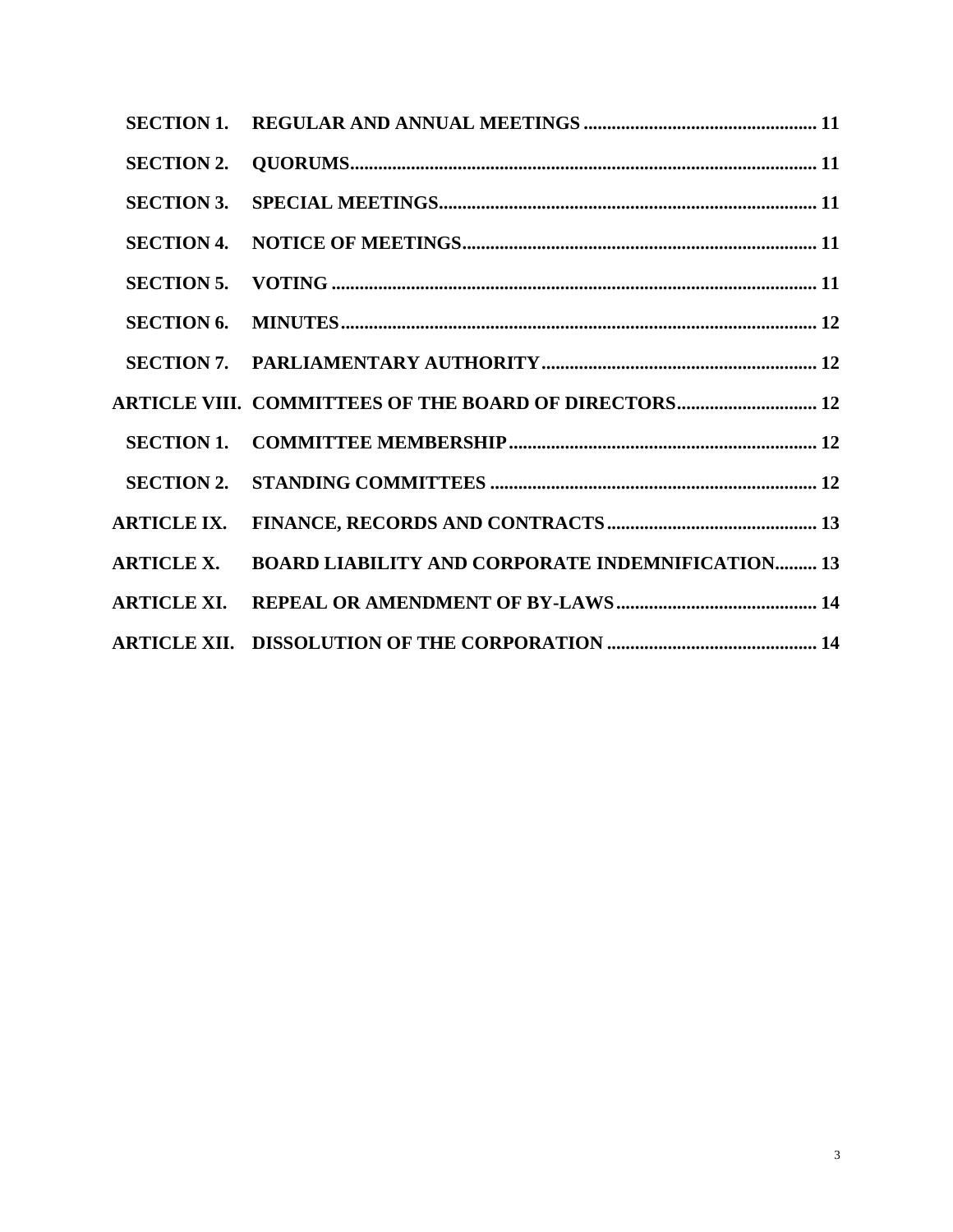**SECTION 1. REGULAR AND ANNUAL MEETINGS ................................................ 11**

**SECTION 2. QUORUMS.................................................................................................... 11**

**SECTION 3. SPECIAL MEETINGS................................................................................... 11**

**SECTION 4. NOTICE OF MEETINGS............................................................................. 11**

**SECTION 5. VOTING ......................................................................................................... 11**

**SECTION 6. MINUTES...................................................................................................... 12**

**SECTION 7. PARLIAMENTARY AUTHORITY............................................................ 12**

**ARTICLE VIII. COMMITTEES OF THE BOARD OF DIRECTORS............................. 12**

**SECTION 1. COMMITTEE MEMBERSHIP................................................................... 12**

**SECTION 2. STANDING COMMITTEES ....................................................................... 12**

**ARTICLE IX. FINANCE, RECORDS AND CONTRACTS............................................. 13**

**ARTICLE X. BOARD LIABILITY AND CORPORATE INDEMNIFICATION......... 13**

**ARTICLE XI. REPEAL OR AMENDMENT OF BY-LAWS............................................ 14**

**ARTICLE XII. DISSOLUTION OF THE CORPORATION ............................................. 14**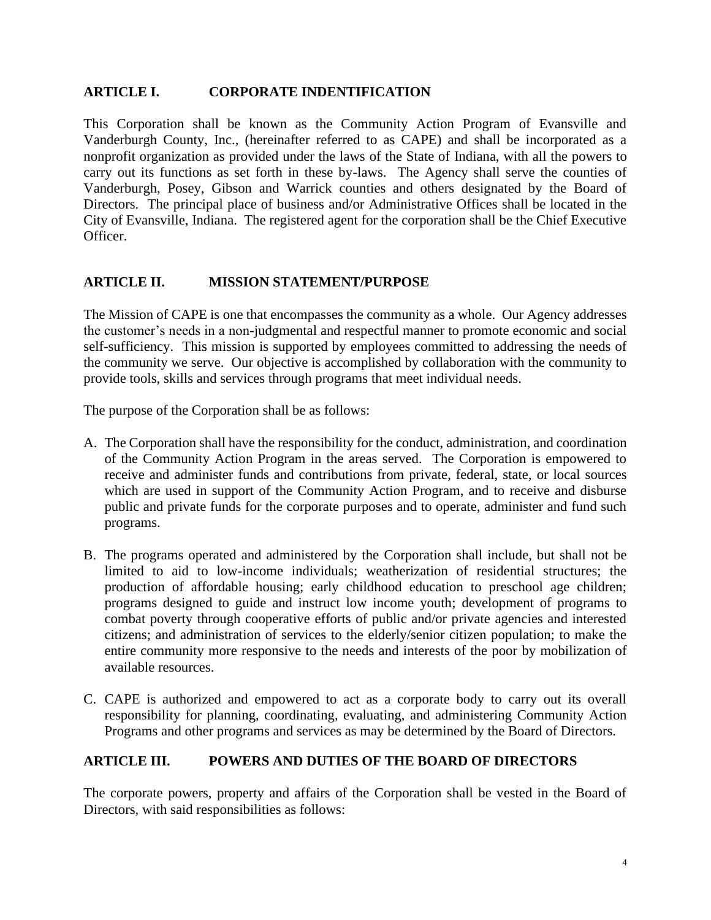## ARTICLE I. CORPORATE INDENTIFICATION

This Corporation shall be known as the Community Action Program of Evansville and Vanderburgh County, Inc., (hereinafter referred to as CAPE) and shall be incorporated as a nonprofit organization as provided under the laws of the State of Indiana, with all the powers to carry out its functions as set forth in these by-laws. The Agency shall serve the counties of Vanderburgh, Posey, Gibson and Warrick counties and others designated by the Board of Directors. The principal place of business and/or Administrative Offices shall be located in the City of Evansville, Indiana. The registered agent for the corporation shall be the Chief Executive Officer.

## ARTICLE II. MISSION STATEMENT/PURPOSE

The Mission of CAPE is one that encompasses the community as a whole. Our Agency addresses the customer's needs in a non-judgmental and respectful manner to promote economic and social self-sufficiency. This mission is supported by employees committed to addressing the needs of the community we serve. Our objective is accomplished by collaboration with the community to provide tools, skills and services through programs that meet individual needs.

The purpose of the Corporation shall be as follows:

A. The Corporation shall have the responsibility for the conduct, administration, and coordination of the Community Action Program in the areas served. The Corporation is empowered to receive and administer funds and contributions from private, federal, state, or local sources which are used in support of the Community Action Program, and to receive and disburse public and private funds for the corporate purposes and to operate, administer and fund such programs.

B. The programs operated and administered by the Corporation shall include, but shall not be limited to aid to low-income individuals; weatherization of residential structures; the production of affordable housing; early childhood education to preschool age children; programs designed to guide and instruct low income youth; development of programs to combat poverty through cooperative efforts of public and/or private agencies and interested citizens; and administration of services to the elderly/senior citizen population; to make the entire community more responsive to the needs and interests of the poor by mobilization of available resources.

C. CAPE is authorized and empowered to act as a corporate body to carry out its overall responsibility for planning, coordinating, evaluating, and administering Community Action Programs and other programs and services as may be determined by the Board of Directors.

## ARTICLE III. POWERS AND DUTIES OF THE BOARD OF DIRECTORS

The corporate powers, property and affairs of the Corporation shall be vested in the Board of Directors, with said responsibilities as follows: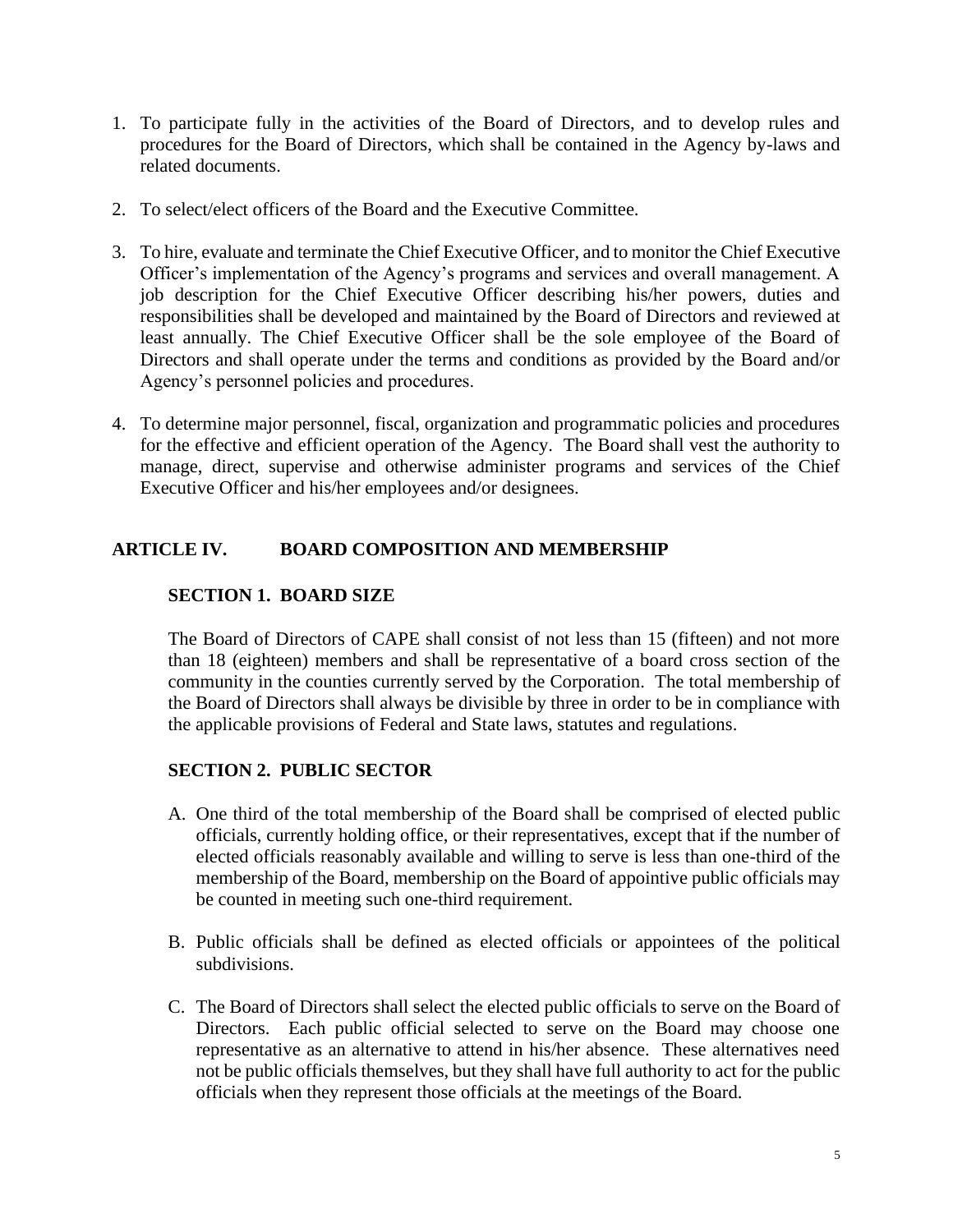1. To participate fully in the activities of the Board of Directors, and to develop rules and procedures for the Board of Directors, which shall be contained in the Agency by-laws and related documents.

2. To select/elect officers of the Board and the Executive Committee.

3. To hire, evaluate and terminate the Chief Executive Officer, and to monitor the Chief Executive Officer's implementation of the Agency's programs and services and overall management. A job description for the Chief Executive Officer describing his/her powers, duties and responsibilities shall be developed and maintained by the Board of Directors and reviewed at least annually. The Chief Executive Officer shall be the sole employee of the Board of Directors and shall operate under the terms and conditions as provided by the Board and/or Agency's personnel policies and procedures.

4. To determine major personnel, fiscal, organization and programmatic policies and procedures for the effective and efficient operation of the Agency. The Board shall vest the authority to manage, direct, supervise and otherwise administer programs and services of the Chief Executive Officer and his/her employees and/or designees.

## ARTICLE IV. BOARD COMPOSITION AND MEMBERSHIP

### SECTION 1. BOARD SIZE

The Board of Directors of CAPE shall consist of not less than 15 (fifteen) and not more than 18 (eighteen) members and shall be representative of a board cross section of the community in the counties currently served by the Corporation. The total membership of the Board of Directors shall always be divisible by three in order to be in compliance with the applicable provisions of Federal and State laws, statutes and regulations.

### SECTION 2. PUBLIC SECTOR

A. One third of the total membership of the Board shall be comprised of elected public officials, currently holding office, or their representatives, except that if the number of elected officials reasonably available and willing to serve is less than one-third of the membership of the Board, membership on the Board of appointive public officials may be counted in meeting such one-third requirement.

B. Public officials shall be defined as elected officials or appointees of the political subdivisions.

C. The Board of Directors shall select the elected public officials to serve on the Board of Directors. Each public official selected to serve on the Board may choose one representative as an alternative to attend in his/her absence. These alternatives need not be public officials themselves, but they shall have full authority to act for the public officials when they represent those officials at the meetings of the Board.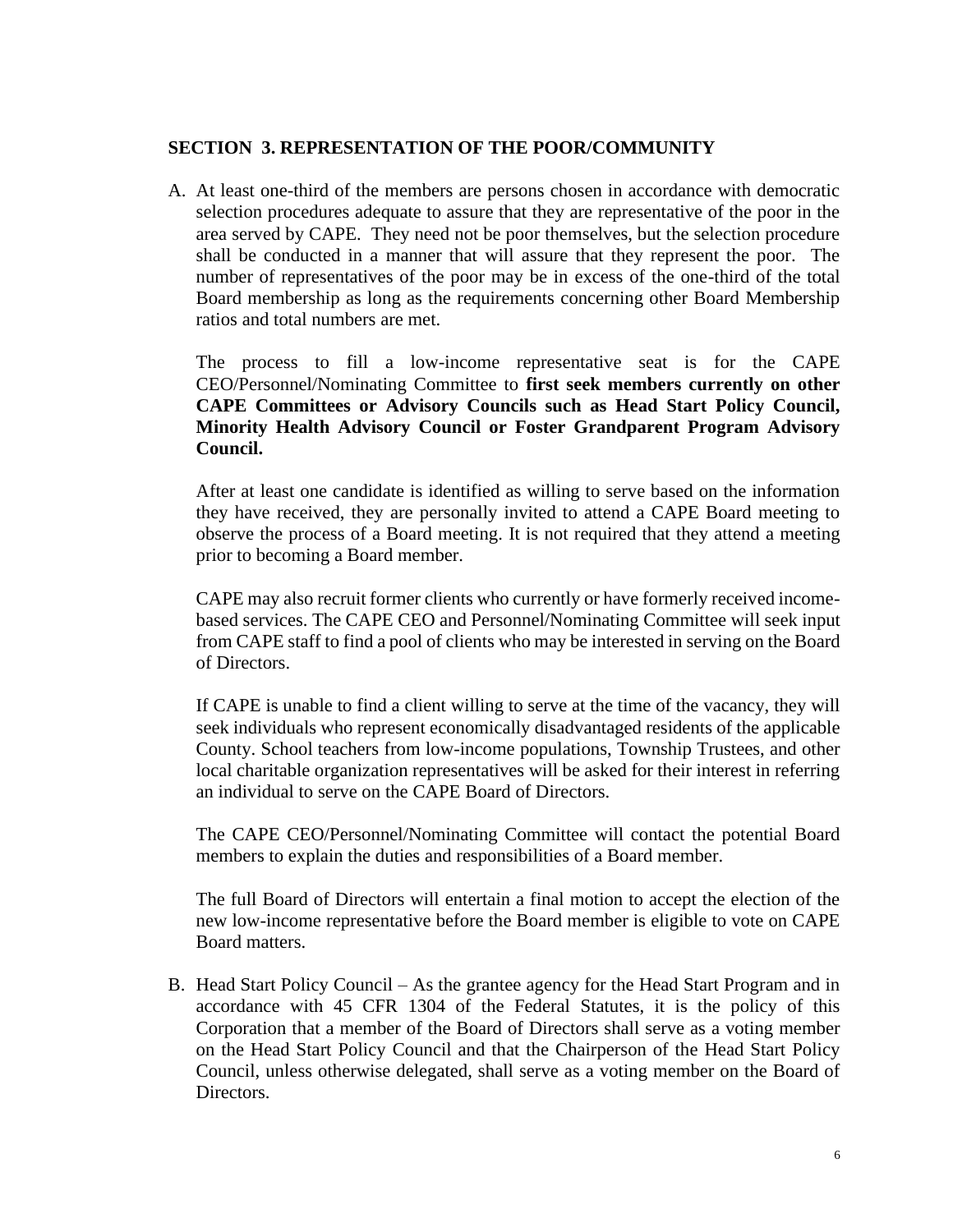## SECTION 3. REPRESENTATION OF THE POOR/COMMUNITY

A. At least one-third of the members are persons chosen in accordance with democratic selection procedures adequate to assure that they are representative of the poor in the area served by CAPE. They need not be poor themselves, but the selection procedure shall be conducted in a manner that will assure that they represent the poor. The number of representatives of the poor may be in excess of the one-third of the total Board membership as long as the requirements concerning other Board Membership ratios and total numbers are met.

   The process to fill a low-income representative seat is for the CAPE CEO/Personnel/Nominating Committee to **first seek members currently on other CAPE Committees or Advisory Councils such as Head Start Policy Council, Minority Health Advisory Council or Foster Grandparent Program Advisory Council.**

   After at least one candidate is identified as willing to serve based on the information they have received, they are personally invited to attend a CAPE Board meeting to observe the process of a Board meeting. It is not required that they attend a meeting prior to becoming a Board member.

   CAPE may also recruit former clients who currently or have formerly received income-based services. The CAPE CEO and Personnel/Nominating Committee will seek input from CAPE staff to find a pool of clients who may be interested in serving on the Board of Directors.

   If CAPE is unable to find a client willing to serve at the time of the vacancy, they will seek individuals who represent economically disadvantaged residents of the applicable County. School teachers from low-income populations, Township Trustees, and other local charitable organization representatives will be asked for their interest in referring an individual to serve on the CAPE Board of Directors.

   The CAPE CEO/Personnel/Nominating Committee will contact the potential Board members to explain the duties and responsibilities of a Board member.

   The full Board of Directors will entertain a final motion to accept the election of the new low-income representative before the Board member is eligible to vote on CAPE Board matters.

B. Head Start Policy Council – As the grantee agency for the Head Start Program and in accordance with 45 CFR 1304 of the Federal Statutes, it is the policy of this Corporation that a member of the Board of Directors shall serve as a voting member on the Head Start Policy Council and that the Chairperson of the Head Start Policy Council, unless otherwise delegated, shall serve as a voting member on the Board of Directors.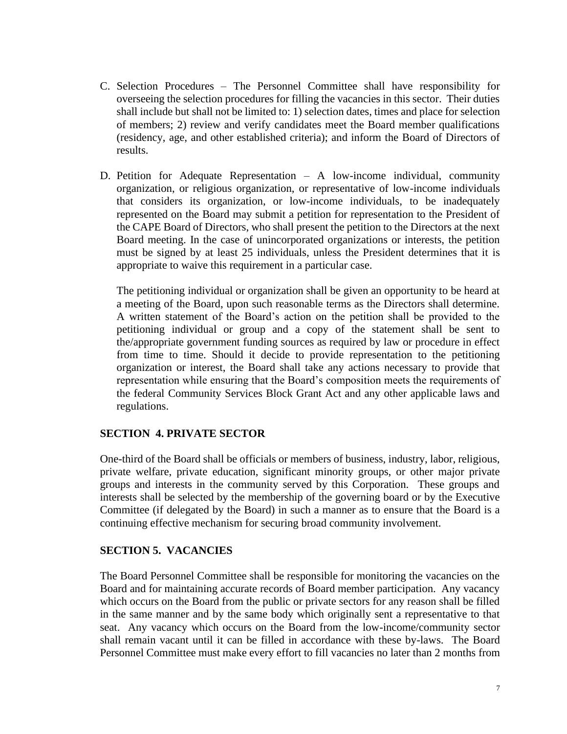C. Selection Procedures – The Personnel Committee shall have responsibility for overseeing the selection procedures for filling the vacancies in this sector. Their duties shall include but shall not be limited to: 1) selection dates, times and place for selection of members; 2) review and verify candidates meet the Board member qualifications (residency, age, and other established criteria); and inform the Board of Directors of results.

D. Petition for Adequate Representation – A low-income individual, community organization, or religious organization, or representative of low-income individuals that considers its organization, or low-income individuals, to be inadequately represented on the Board may submit a petition for representation to the President of the CAPE Board of Directors, who shall present the petition to the Directors at the next Board meeting. In the case of unincorporated organizations or interests, the petition must be signed by at least 25 individuals, unless the President determines that it is appropriate to waive this requirement in a particular case.

   The petitioning individual or organization shall be given an opportunity to be heard at a meeting of the Board, upon such reasonable terms as the Directors shall determine. A written statement of the Board's action on the petition shall be provided to the petitioning individual or group and a copy of the statement shall be sent to the/appropriate government funding sources as required by law or procedure in effect from time to time. Should it decide to provide representation to the petitioning organization or interest, the Board shall take any actions necessary to provide that representation while ensuring that the Board's composition meets the requirements of the federal Community Services Block Grant Act and any other applicable laws and regulations.

## SECTION 4. PRIVATE SECTOR

One-third of the Board shall be officials or members of business, industry, labor, religious, private welfare, private education, significant minority groups, or other major private groups and interests in the community served by this Corporation. These groups and interests shall be selected by the membership of the governing board or by the Executive Committee (if delegated by the Board) in such a manner as to ensure that the Board is a continuing effective mechanism for securing broad community involvement.

## SECTION 5. VACANCIES

The Board Personnel Committee shall be responsible for monitoring the vacancies on the Board and for maintaining accurate records of Board member participation. Any vacancy which occurs on the Board from the public or private sectors for any reason shall be filled in the same manner and by the same body which originally sent a representative to that seat. Any vacancy which occurs on the Board from the low-income/community sector shall remain vacant until it can be filled in accordance with these by-laws. The Board Personnel Committee must make every effort to fill vacancies no later than 2 months from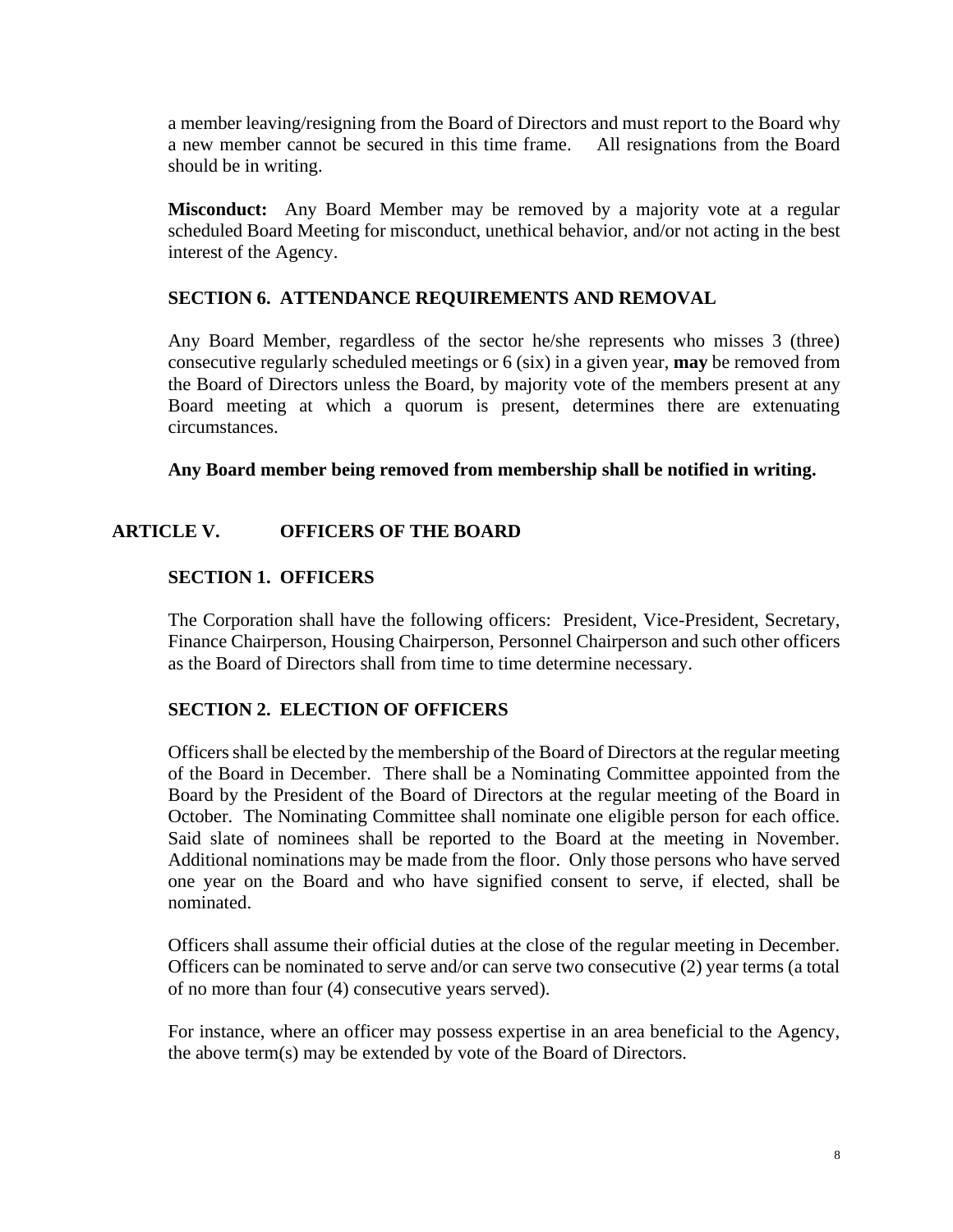a member leaving/resigning from the Board of Directors and must report to the Board why a new member cannot be secured in this time frame.   All resignations from the Board should be in writing.

**Misconduct:** Any Board Member may be removed by a majority vote at a regular scheduled Board Meeting for misconduct, unethical behavior, and/or not acting in the best interest of the Agency.

### SECTION 6. ATTENDANCE REQUIREMENTS AND REMOVAL

Any Board Member, regardless of the sector he/she represents who misses 3 (three) consecutive regularly scheduled meetings or 6 (six) in a given year, **may** be removed from the Board of Directors unless the Board, by majority vote of the members present at any Board meeting at which a quorum is present, determines there are extenuating circumstances.

**Any Board member being removed from membership shall be notified in writing.**

## ARTICLE V. OFFICERS OF THE BOARD

### SECTION 1. OFFICERS

The Corporation shall have the following officers: President, Vice-President, Secretary, Finance Chairperson, Housing Chairperson, Personnel Chairperson and such other officers as the Board of Directors shall from time to time determine necessary.

### SECTION 2. ELECTION OF OFFICERS

Officers shall be elected by the membership of the Board of Directors at the regular meeting of the Board in December. There shall be a Nominating Committee appointed from the Board by the President of the Board of Directors at the regular meeting of the Board in October. The Nominating Committee shall nominate one eligible person for each office. Said slate of nominees shall be reported to the Board at the meeting in November. Additional nominations may be made from the floor. Only those persons who have served one year on the Board and who have signified consent to serve, if elected, shall be nominated.

Officers shall assume their official duties at the close of the regular meeting in December. Officers can be nominated to serve and/or can serve two consecutive (2) year terms (a total of no more than four (4) consecutive years served).

For instance, where an officer may possess expertise in an area beneficial to the Agency, the above term(s) may be extended by vote of the Board of Directors.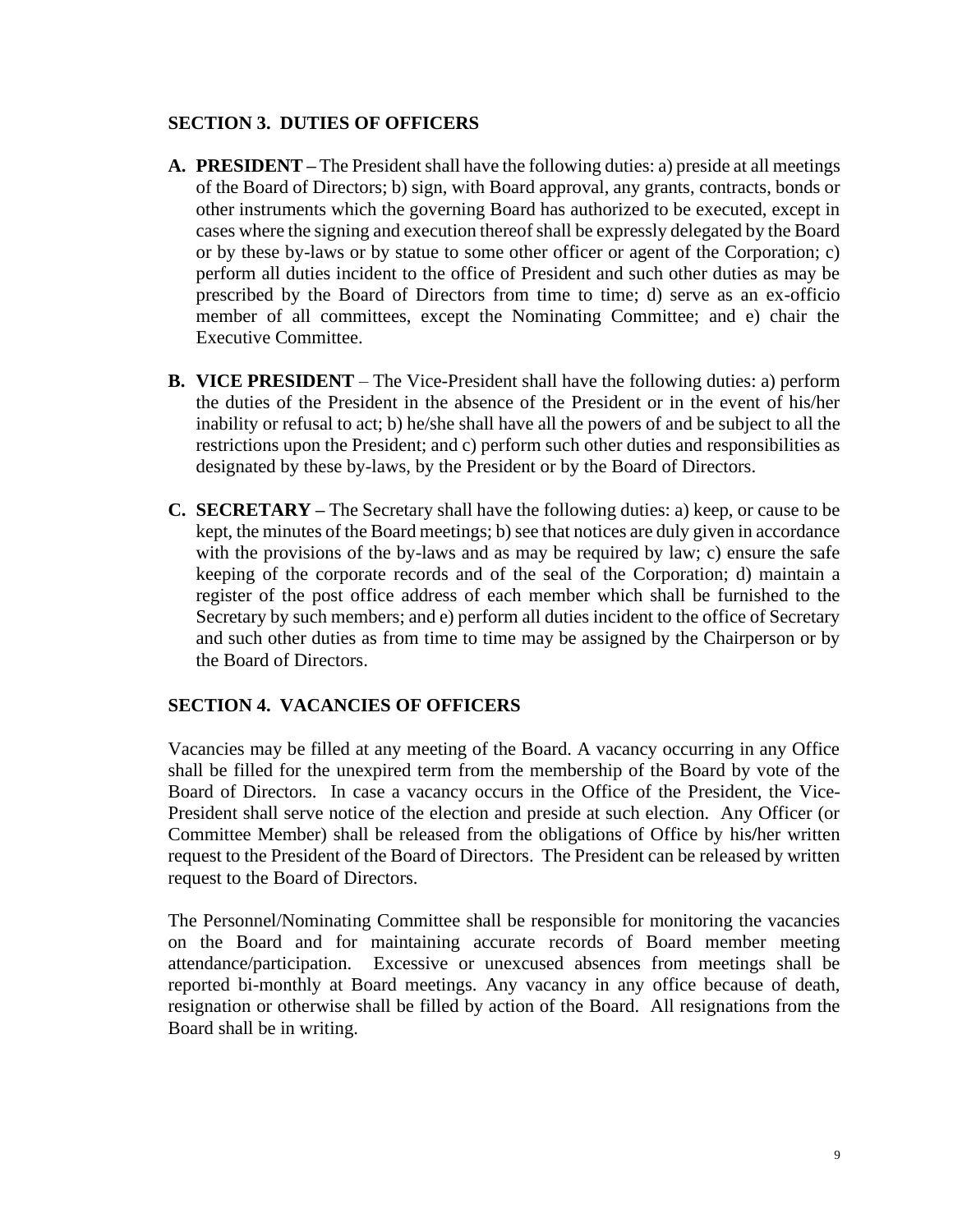## SECTION 3. DUTIES OF OFFICERS

**A. PRESIDENT –** The President shall have the following duties: a) preside at all meetings of the Board of Directors; b) sign, with Board approval, any grants, contracts, bonds or other instruments which the governing Board has authorized to be executed, except in cases where the signing and execution thereof shall be expressly delegated by the Board or by these by-laws or by statue to some other officer or agent of the Corporation; c) perform all duties incident to the office of President and such other duties as may be prescribed by the Board of Directors from time to time; d) serve as an ex-officio member of all committees, except the Nominating Committee; and e) chair the Executive Committee.

**B. VICE PRESIDENT** – The Vice-President shall have the following duties: a) perform the duties of the President in the absence of the President or in the event of his/her inability or refusal to act; b) he/she shall have all the powers of and be subject to all the restrictions upon the President; and c) perform such other duties and responsibilities as designated by these by-laws, by the President or by the Board of Directors.

**C. SECRETARY –** The Secretary shall have the following duties: a) keep, or cause to be kept, the minutes of the Board meetings; b) see that notices are duly given in accordance with the provisions of the by-laws and as may be required by law; c) ensure the safe keeping of the corporate records and of the seal of the Corporation; d) maintain a register of the post office address of each member which shall be furnished to the Secretary by such members; and e) perform all duties incident to the office of Secretary and such other duties as from time to time may be assigned by the Chairperson or by the Board of Directors.

## SECTION 4. VACANCIES OF OFFICERS

Vacancies may be filled at any meeting of the Board. A vacancy occurring in any Office shall be filled for the unexpired term from the membership of the Board by vote of the Board of Directors. In case a vacancy occurs in the Office of the President, the Vice-President shall serve notice of the election and preside at such election. Any Officer (or Committee Member) shall be released from the obligations of Office by his/her written request to the President of the Board of Directors. The President can be released by written request to the Board of Directors.

The Personnel/Nominating Committee shall be responsible for monitoring the vacancies on the Board and for maintaining accurate records of Board member meeting attendance/participation. Excessive or unexcused absences from meetings shall be reported bi-monthly at Board meetings. Any vacancy in any office because of death, resignation or otherwise shall be filled by action of the Board. All resignations from the Board shall be in writing.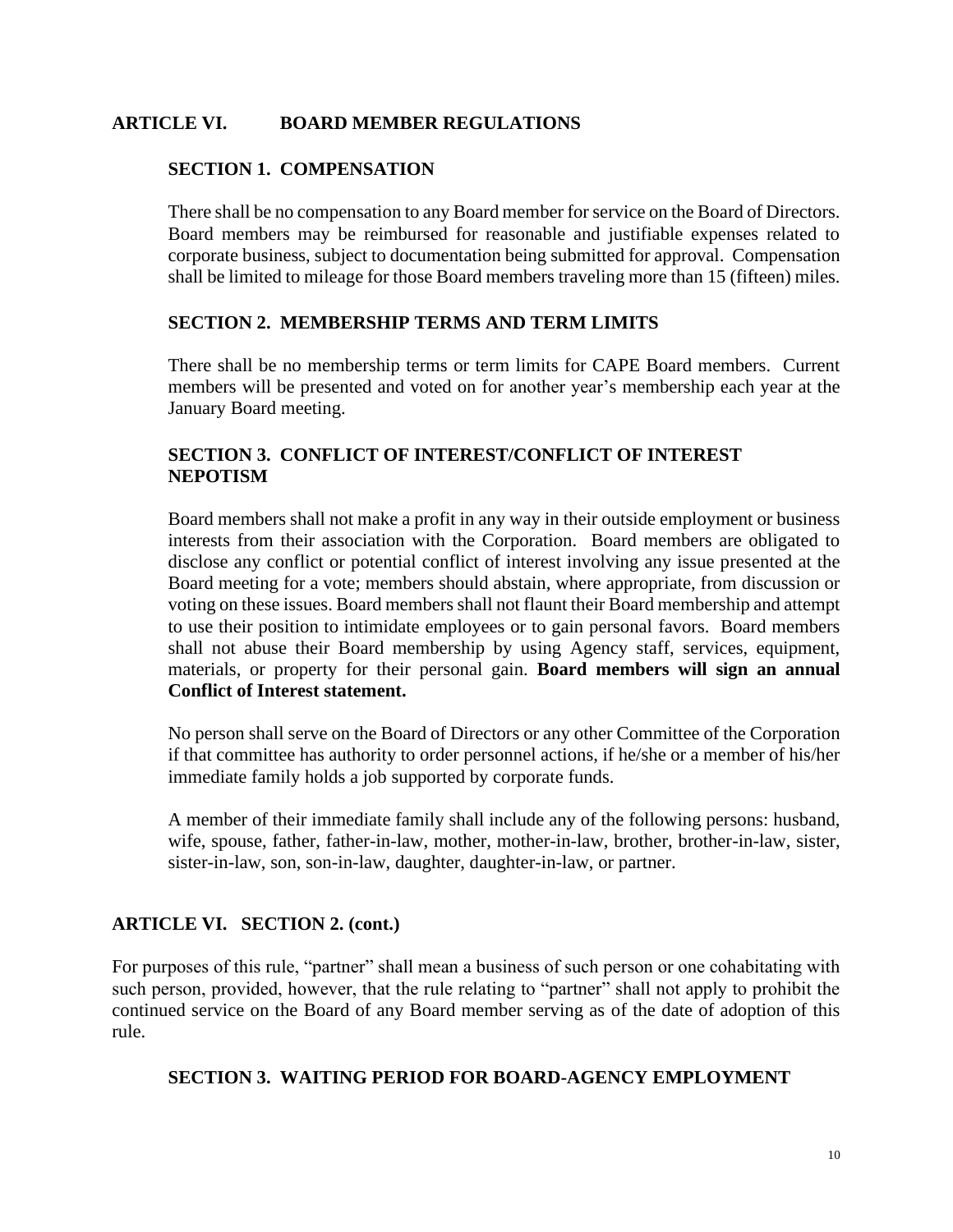## ARTICLE VI. BOARD MEMBER REGULATIONS

### SECTION 1. COMPENSATION

There shall be no compensation to any Board member for service on the Board of Directors. Board members may be reimbursed for reasonable and justifiable expenses related to corporate business, subject to documentation being submitted for approval. Compensation shall be limited to mileage for those Board members traveling more than 15 (fifteen) miles.

### SECTION 2. MEMBERSHIP TERMS AND TERM LIMITS

There shall be no membership terms or term limits for CAPE Board members. Current members will be presented and voted on for another year's membership each year at the January Board meeting.

### SECTION 3. CONFLICT OF INTEREST/CONFLICT OF INTEREST NEPOTISM

Board members shall not make a profit in any way in their outside employment or business interests from their association with the Corporation. Board members are obligated to disclose any conflict or potential conflict of interest involving any issue presented at the Board meeting for a vote; members should abstain, where appropriate, from discussion or voting on these issues. Board members shall not flaunt their Board membership and attempt to use their position to intimidate employees or to gain personal favors. Board members shall not abuse their Board membership by using Agency staff, services, equipment, materials, or property for their personal gain. **Board members will sign an annual Conflict of Interest statement.**

No person shall serve on the Board of Directors or any other Committee of the Corporation if that committee has authority to order personnel actions, if he/she or a member of his/her immediate family holds a job supported by corporate funds.

A member of their immediate family shall include any of the following persons: husband, wife, spouse, father, father-in-law, mother, mother-in-law, brother, brother-in-law, sister, sister-in-law, son, son-in-law, daughter, daughter-in-law, or partner.

## ARTICLE VI. SECTION 2. (cont.)

For purposes of this rule, "partner" shall mean a business of such person or one cohabitating with such person, provided, however, that the rule relating to "partner" shall not apply to prohibit the continued service on the Board of any Board member serving as of the date of adoption of this rule.

### SECTION 3. WAITING PERIOD FOR BOARD-AGENCY EMPLOYMENT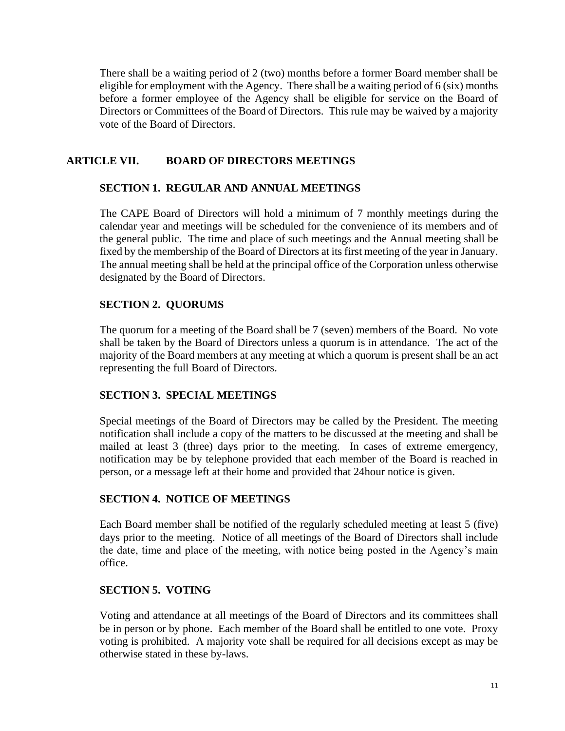There shall be a waiting period of 2 (two) months before a former Board member shall be eligible for employment with the Agency. There shall be a waiting period of 6 (six) months before a former employee of the Agency shall be eligible for service on the Board of Directors or Committees of the Board of Directors. This rule may be waived by a majority vote of the Board of Directors.

## ARTICLE VII. BOARD OF DIRECTORS MEETINGS

### SECTION 1. REGULAR AND ANNUAL MEETINGS

The CAPE Board of Directors will hold a minimum of 7 monthly meetings during the calendar year and meetings will be scheduled for the convenience of its members and of the general public. The time and place of such meetings and the Annual meeting shall be fixed by the membership of the Board of Directors at its first meeting of the year in January. The annual meeting shall be held at the principal office of the Corporation unless otherwise designated by the Board of Directors.

### SECTION 2. QUORUMS

The quorum for a meeting of the Board shall be 7 (seven) members of the Board. No vote shall be taken by the Board of Directors unless a quorum is in attendance. The act of the majority of the Board members at any meeting at which a quorum is present shall be an act representing the full Board of Directors.

### SECTION 3. SPECIAL MEETINGS

Special meetings of the Board of Directors may be called by the President. The meeting notification shall include a copy of the matters to be discussed at the meeting and shall be mailed at least 3 (three) days prior to the meeting. In cases of extreme emergency, notification may be by telephone provided that each member of the Board is reached in person, or a message left at their home and provided that 24hour notice is given.

### SECTION 4. NOTICE OF MEETINGS

Each Board member shall be notified of the regularly scheduled meeting at least 5 (five) days prior to the meeting. Notice of all meetings of the Board of Directors shall include the date, time and place of the meeting, with notice being posted in the Agency's main office.

### SECTION 5. VOTING

Voting and attendance at all meetings of the Board of Directors and its committees shall be in person or by phone. Each member of the Board shall be entitled to one vote. Proxy voting is prohibited. A majority vote shall be required for all decisions except as may be otherwise stated in these by-laws.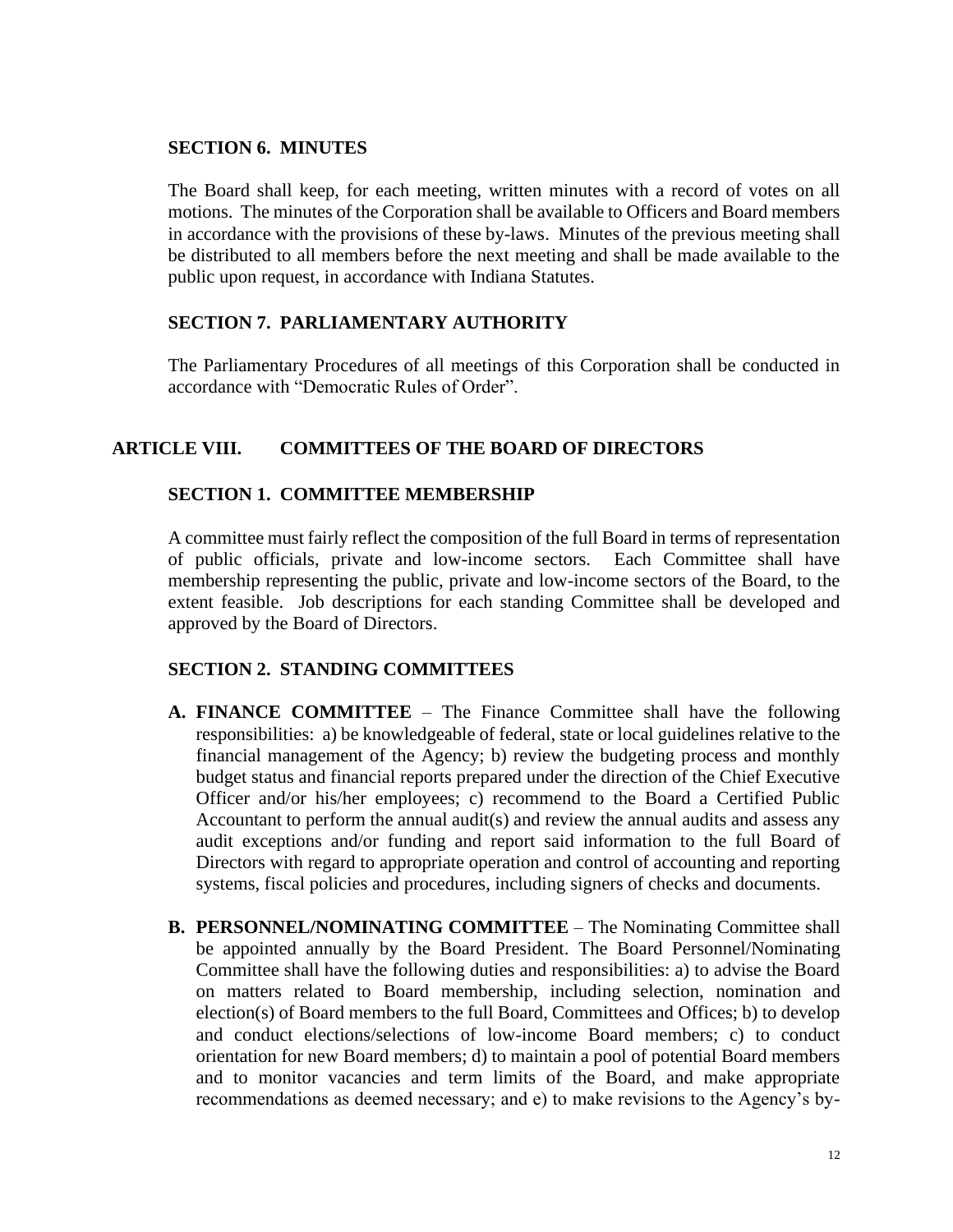### SECTION 6. MINUTES

The Board shall keep, for each meeting, written minutes with a record of votes on all motions. The minutes of the Corporation shall be available to Officers and Board members in accordance with the provisions of these by-laws. Minutes of the previous meeting shall be distributed to all members before the next meeting and shall be made available to the public upon request, in accordance with Indiana Statutes.

### SECTION 7. PARLIAMENTARY AUTHORITY

The Parliamentary Procedures of all meetings of this Corporation shall be conducted in accordance with "Democratic Rules of Order".

## ARTICLE VIII. COMMITTEES OF THE BOARD OF DIRECTORS

### SECTION 1. COMMITTEE MEMBERSHIP

A committee must fairly reflect the composition of the full Board in terms of representation of public officials, private and low-income sectors. Each Committee shall have membership representing the public, private and low-income sectors of the Board, to the extent feasible. Job descriptions for each standing Committee shall be developed and approved by the Board of Directors.

### SECTION 2. STANDING COMMITTEES

**A. FINANCE COMMITTEE** – The Finance Committee shall have the following responsibilities: a) be knowledgeable of federal, state or local guidelines relative to the financial management of the Agency; b) review the budgeting process and monthly budget status and financial reports prepared under the direction of the Chief Executive Officer and/or his/her employees; c) recommend to the Board a Certified Public Accountant to perform the annual audit(s) and review the annual audits and assess any audit exceptions and/or funding and report said information to the full Board of Directors with regard to appropriate operation and control of accounting and reporting systems, fiscal policies and procedures, including signers of checks and documents.

**B. PERSONNEL/NOMINATING COMMITTEE** – The Nominating Committee shall be appointed annually by the Board President. The Board Personnel/Nominating Committee shall have the following duties and responsibilities: a) to advise the Board on matters related to Board membership, including selection, nomination and election(s) of Board members to the full Board, Committees and Offices; b) to develop and conduct elections/selections of low-income Board members; c) to conduct orientation for new Board members; d) to maintain a pool of potential Board members and to monitor vacancies and term limits of the Board, and make appropriate recommendations as deemed necessary; and e) to make revisions to the Agency's by-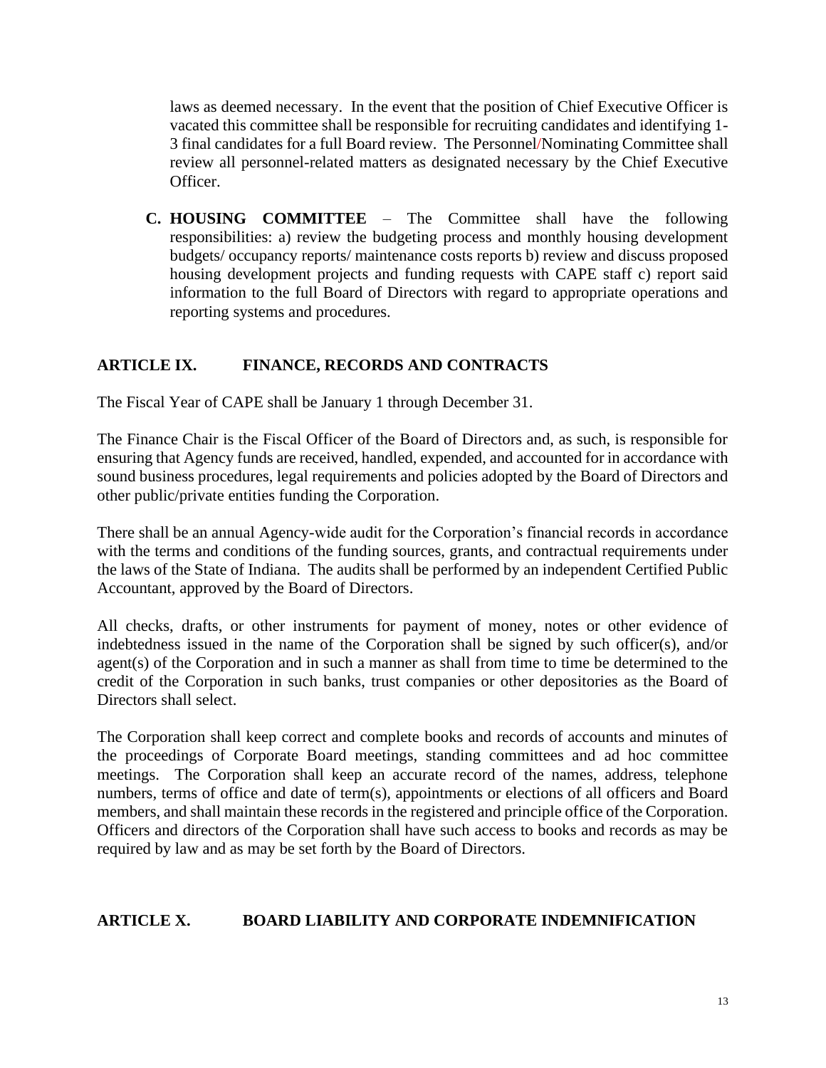laws as deemed necessary. In the event that the position of Chief Executive Officer is vacated this committee shall be responsible for recruiting candidates and identifying 1-3 final candidates for a full Board review. The Personnel/Nominating Committee shall review all personnel-related matters as designated necessary by the Chief Executive Officer.

**C. HOUSING COMMITTEE** – The Committee shall have the following responsibilities: a) review the budgeting process and monthly housing development budgets/ occupancy reports/ maintenance costs reports b) review and discuss proposed housing development projects and funding requests with CAPE staff c) report said information to the full Board of Directors with regard to appropriate operations and reporting systems and procedures.

## ARTICLE IX. FINANCE, RECORDS AND CONTRACTS

The Fiscal Year of CAPE shall be January 1 through December 31.

The Finance Chair is the Fiscal Officer of the Board of Directors and, as such, is responsible for ensuring that Agency funds are received, handled, expended, and accounted for in accordance with sound business procedures, legal requirements and policies adopted by the Board of Directors and other public/private entities funding the Corporation.

There shall be an annual Agency-wide audit for the Corporation's financial records in accordance with the terms and conditions of the funding sources, grants, and contractual requirements under the laws of the State of Indiana. The audits shall be performed by an independent Certified Public Accountant, approved by the Board of Directors.

All checks, drafts, or other instruments for payment of money, notes or other evidence of indebtedness issued in the name of the Corporation shall be signed by such officer(s), and/or agent(s) of the Corporation and in such a manner as shall from time to time be determined to the credit of the Corporation in such banks, trust companies or other depositories as the Board of Directors shall select.

The Corporation shall keep correct and complete books and records of accounts and minutes of the proceedings of Corporate Board meetings, standing committees and ad hoc committee meetings. The Corporation shall keep an accurate record of the names, address, telephone numbers, terms of office and date of term(s), appointments or elections of all officers and Board members, and shall maintain these records in the registered and principle office of the Corporation. Officers and directors of the Corporation shall have such access to books and records as may be required by law and as may be set forth by the Board of Directors.

## ARTICLE X. BOARD LIABILITY AND CORPORATE INDEMNIFICATION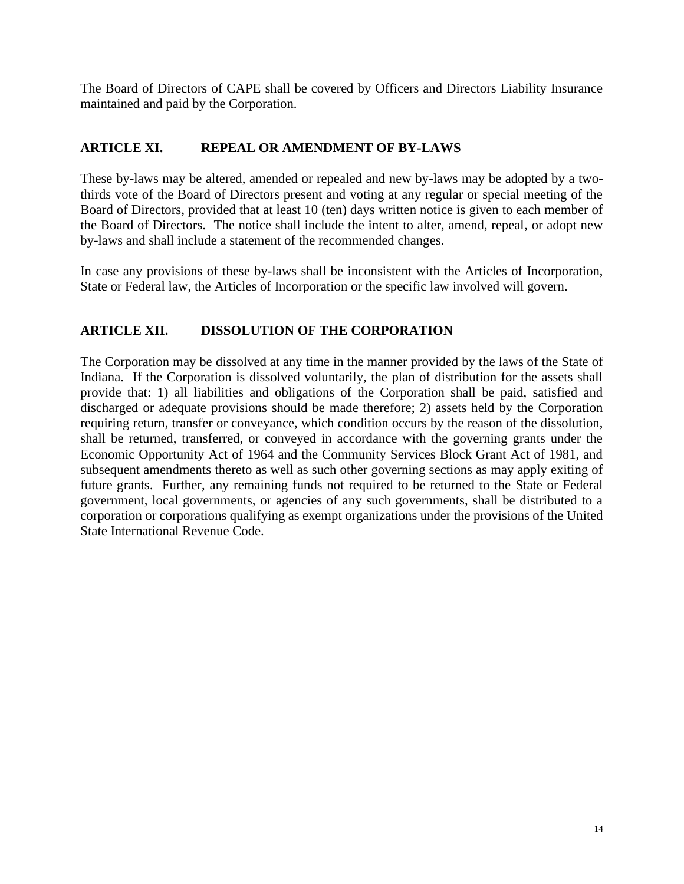The Board of Directors of CAPE shall be covered by Officers and Directors Liability Insurance maintained and paid by the Corporation.

## ARTICLE XI. REPEAL OR AMENDMENT OF BY-LAWS

These by-laws may be altered, amended or repealed and new by-laws may be adopted by a two-thirds vote of the Board of Directors present and voting at any regular or special meeting of the Board of Directors, provided that at least 10 (ten) days written notice is given to each member of the Board of Directors. The notice shall include the intent to alter, amend, repeal, or adopt new by-laws and shall include a statement of the recommended changes.

In case any provisions of these by-laws shall be inconsistent with the Articles of Incorporation, State or Federal law, the Articles of Incorporation or the specific law involved will govern.

## ARTICLE XII. DISSOLUTION OF THE CORPORATION

The Corporation may be dissolved at any time in the manner provided by the laws of the State of Indiana. If the Corporation is dissolved voluntarily, the plan of distribution for the assets shall provide that: 1) all liabilities and obligations of the Corporation shall be paid, satisfied and discharged or adequate provisions should be made therefore; 2) assets held by the Corporation requiring return, transfer or conveyance, which condition occurs by the reason of the dissolution, shall be returned, transferred, or conveyed in accordance with the governing grants under the Economic Opportunity Act of 1964 and the Community Services Block Grant Act of 1981, and subsequent amendments thereto as well as such other governing sections as may apply exiting of future grants. Further, any remaining funds not required to be returned to the State or Federal government, local governments, or agencies of any such governments, shall be distributed to a corporation or corporations qualifying as exempt organizations under the provisions of the United State International Revenue Code.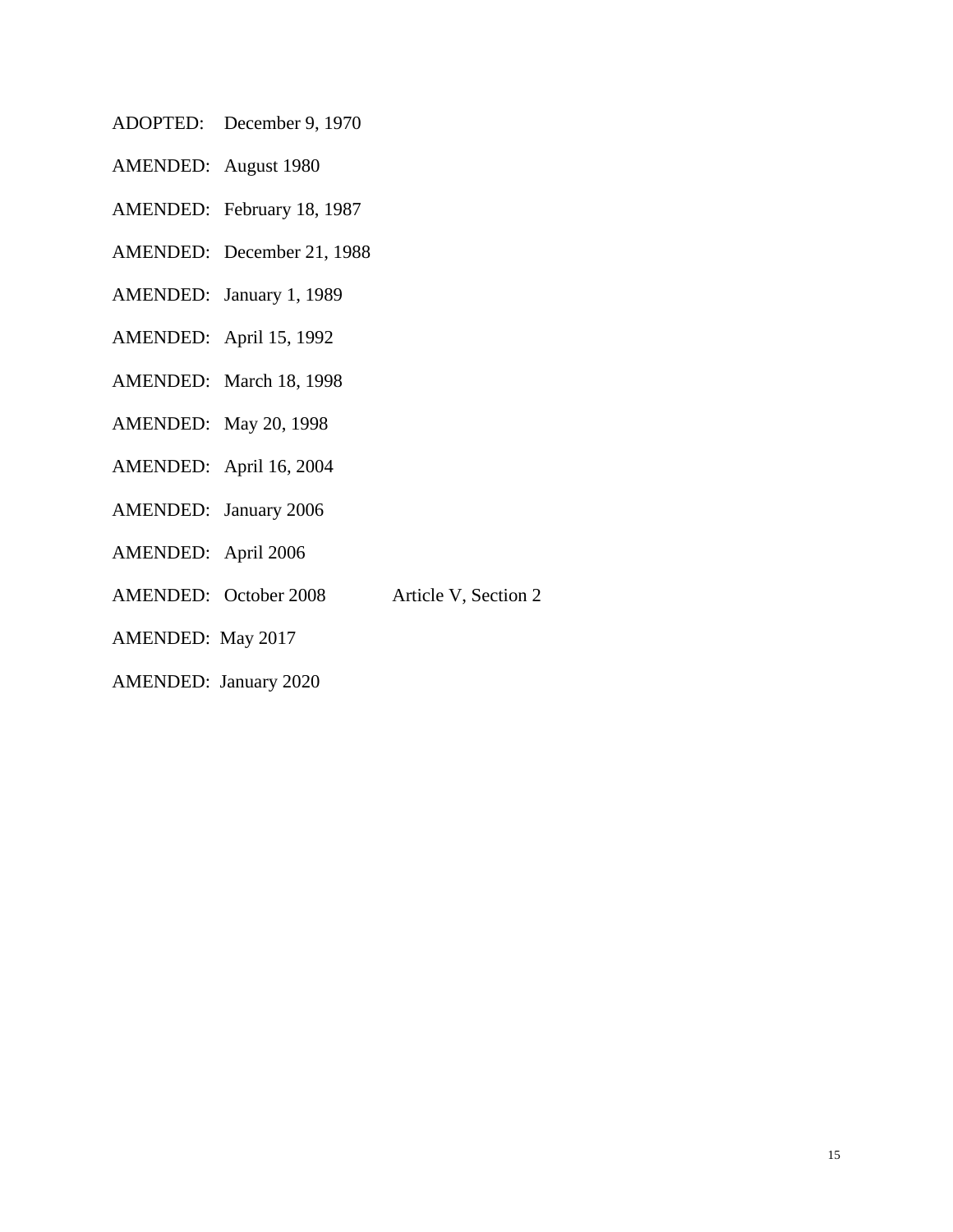ADOPTED: December 9, 1970

AMENDED: August 1980

AMENDED: February 18, 1987

AMENDED: December 21, 1988

AMENDED: January 1, 1989

AMENDED: April 15, 1992

AMENDED: March 18, 1998

AMENDED: May 20, 1998

AMENDED: April 16, 2004

AMENDED: January 2006

AMENDED: April 2006

AMENDED: October 2008 Article V, Section 2

AMENDED: May 2017

AMENDED: January 2020